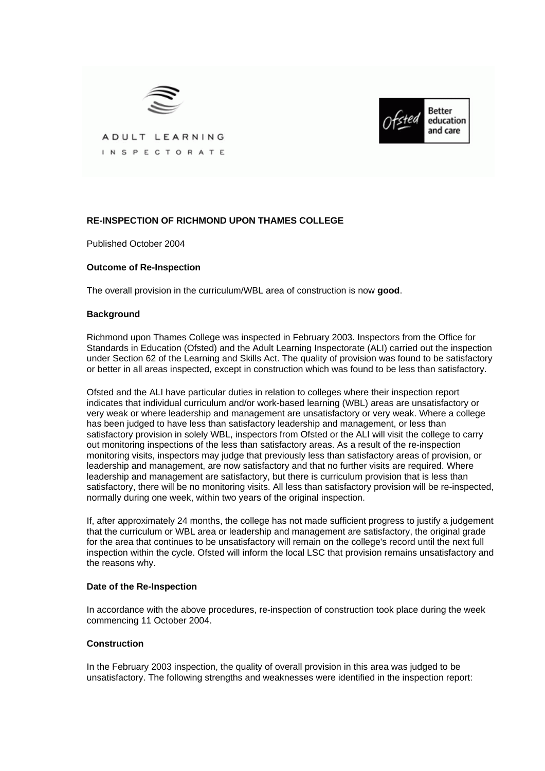ADULT LEARNING INSPECTORATE

Ofsted Better education and care

**RE-INSPECTION OF RICHMOND UPON THAMES COLLEGE**

Published October 2004

**Outcome of Re-Inspection**

The overall provision in the curriculum/WBL area of construction is now **good**.

**Background**

Richmond upon Thames College was inspected in February 2003. Inspectors from the Office for Standards in Education (Ofsted) and the Adult Learning Inspectorate (ALI) carried out the inspection under Section 62 of the Learning and Skills Act. The quality of provision was found to be satisfactory or better in all areas inspected, except in construction which was found to be less than satisfactory.

Ofsted and the ALI have particular duties in relation to colleges where their inspection report indicates that individual curriculum and/or work-based learning (WBL) areas are unsatisfactory or very weak or where leadership and management are unsatisfactory or very weak. Where a college has been judged to have less than satisfactory leadership and management, or less than satisfactory provision in solely WBL, inspectors from Ofsted or the ALI will visit the college to carry out monitoring inspections of the less than satisfactory areas. As a result of the re-inspection monitoring visits, inspectors may judge that previously less than satisfactory areas of provision, or leadership and management, are now satisfactory and that no further visits are required. Where leadership and management are satisfactory, but there is curriculum provision that is less than satisfactory, there will be no monitoring visits. All less than satisfactory provision will be re-inspected, normally during one week, within two years of the original inspection.

If, after approximately 24 months, the college has not made sufficient progress to justify a judgement that the curriculum or WBL area or leadership and management are satisfactory, the original grade for the area that continues to be unsatisfactory will remain on the college's record until the next full inspection within the cycle. Ofsted will inform the local LSC that provision remains unsatisfactory and the reasons why.

**Date of the Re-Inspection**

In accordance with the above procedures, re-inspection of construction took place during the week commencing 11 October 2004.

**Construction**

In the February 2003 inspection, the quality of overall provision in this area was judged to be unsatisfactory. The following strengths and weaknesses were identified in the inspection report: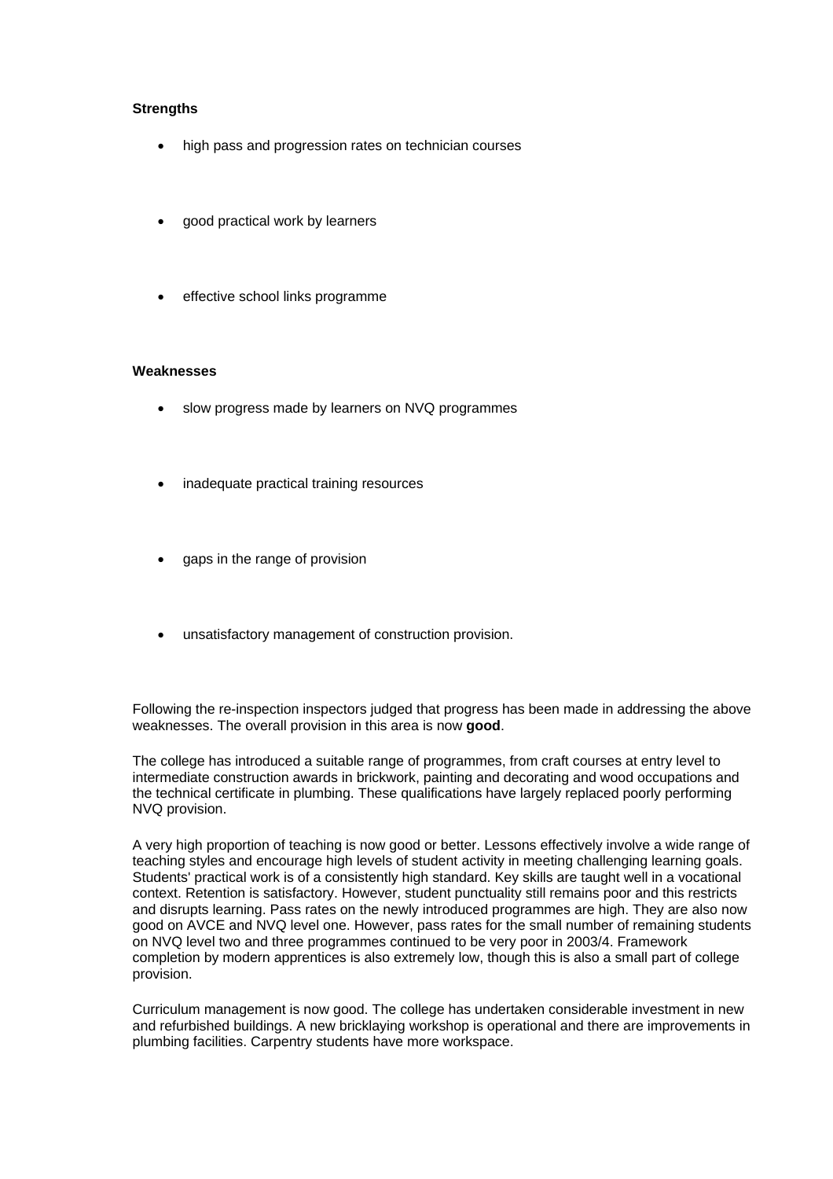**Strengths**

- high pass and progression rates on technician courses
- good practical work by learners
- effective school links programme

**Weaknesses**

- slow progress made by learners on NVQ programmes
- inadequate practical training resources
- gaps in the range of provision
- unsatisfactory management of construction provision.

Following the re-inspection inspectors judged that progress has been made in addressing the above weaknesses. The overall provision in this area is now **good**.

The college has introduced a suitable range of programmes, from craft courses at entry level to intermediate construction awards in brickwork, painting and decorating and wood occupations and the technical certificate in plumbing. These qualifications have largely replaced poorly performing NVQ provision.

A very high proportion of teaching is now good or better. Lessons effectively involve a wide range of teaching styles and encourage high levels of student activity in meeting challenging learning goals. Students' practical work is of a consistently high standard. Key skills are taught well in a vocational context. Retention is satisfactory. However, student punctuality still remains poor and this restricts and disrupts learning. Pass rates on the newly introduced programmes are high. They are also now good on AVCE and NVQ level one. However, pass rates for the small number of remaining students on NVQ level two and three programmes continued to be very poor in 2003/4. Framework completion by modern apprentices is also extremely low, though this is also a small part of college provision.

Curriculum management is now good. The college has undertaken considerable investment in new and refurbished buildings. A new bricklaying workshop is operational and there are improvements in plumbing facilities. Carpentry students have more workspace.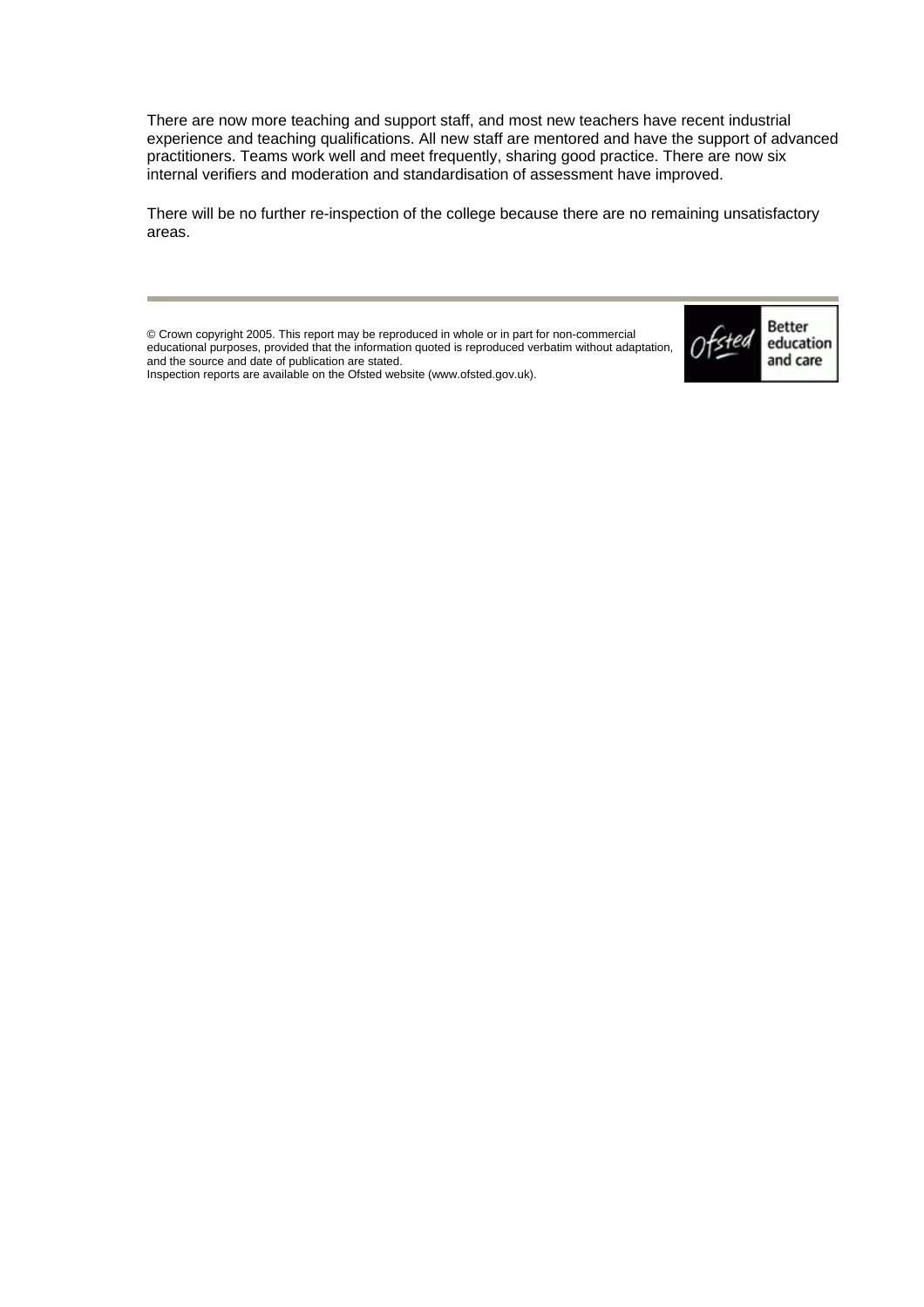There are now more teaching and support staff, and most new teachers have recent industrial experience and teaching qualifications. All new staff are mentored and have the support of advanced practitioners. Teams work well and meet frequently, sharing good practice. There are now six internal verifiers and moderation and standardisation of assessment have improved.

There will be no further re-inspection of the college because there are no remaining unsatisfactory areas.

---

© Crown copyright 2005. This report may be reproduced in whole or in part for non-commercial educational purposes, provided that the information quoted is reproduced verbatim without adaptation, and the source and date of publication are stated.
Inspection reports are available on the Ofsted website (www.ofsted.gov.uk).

Ofsted Better education and care